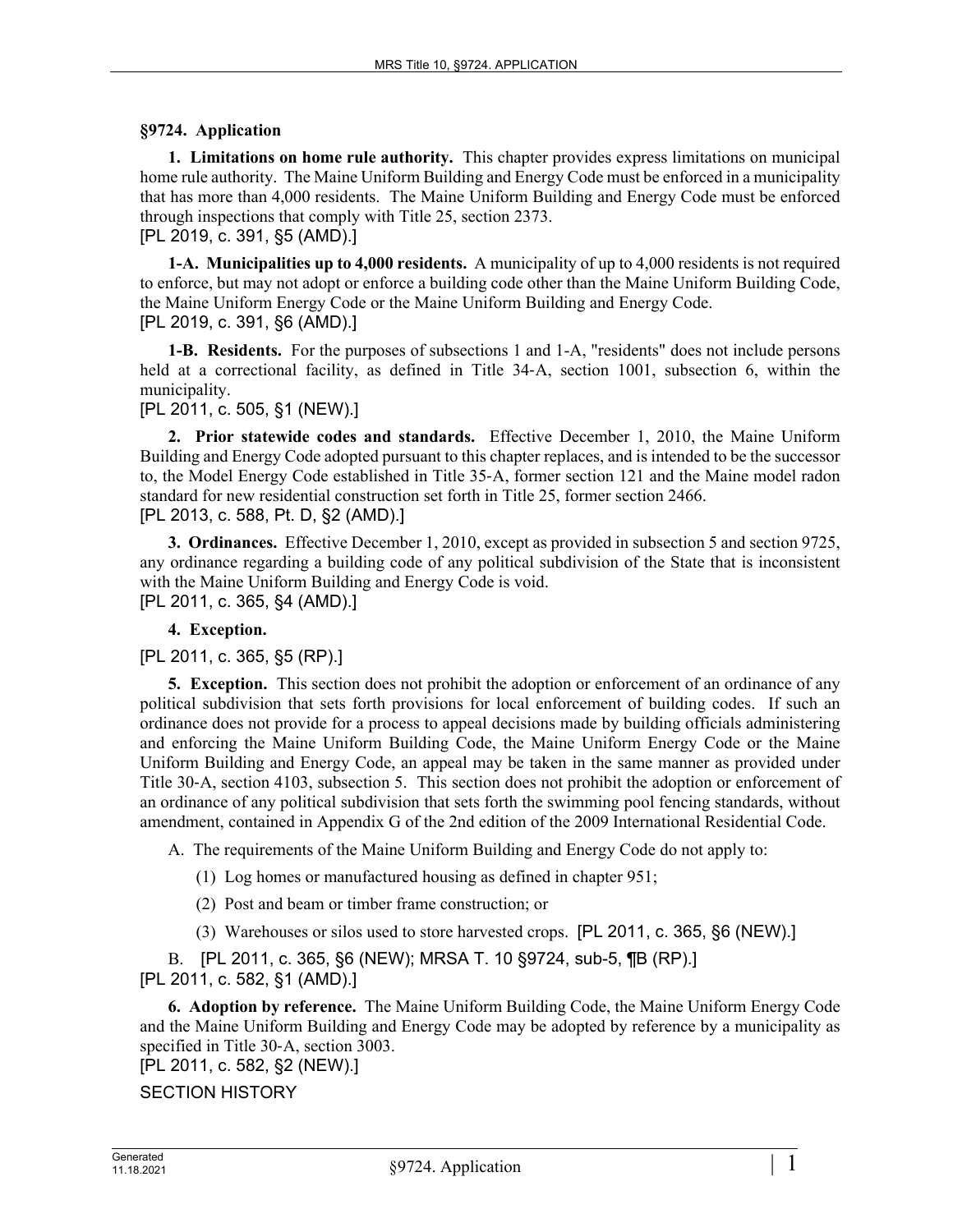### §9724. Application

**1. Limitations on home rule authority.** This chapter provides express limitations on municipal home rule authority. The Maine Uniform Building and Energy Code must be enforced in a municipality that has more than 4,000 residents. The Maine Uniform Building and Energy Code must be enforced through inspections that comply with Title 25, section 2373.
[PL 2019, c. 391, §5 (AMD).]

**1-A. Municipalities up to 4,000 residents.** A municipality of up to 4,000 residents is not required to enforce, but may not adopt or enforce a building code other than the Maine Uniform Building Code, the Maine Uniform Energy Code or the Maine Uniform Building and Energy Code.
[PL 2019, c. 391, §6 (AMD).]

**1-B. Residents.** For the purposes of subsections 1 and 1-A, "residents" does not include persons held at a correctional facility, as defined in Title 34-A, section 1001, subsection 6, within the municipality.
[PL 2011, c. 505, §1 (NEW).]

**2. Prior statewide codes and standards.** Effective December 1, 2010, the Maine Uniform Building and Energy Code adopted pursuant to this chapter replaces, and is intended to be the successor to, the Model Energy Code established in Title 35-A, former section 121 and the Maine model radon standard for new residential construction set forth in Title 25, former section 2466.
[PL 2013, c. 588, Pt. D, §2 (AMD).]

**3. Ordinances.** Effective December 1, 2010, except as provided in subsection 5 and section 9725, any ordinance regarding a building code of any political subdivision of the State that is inconsistent with the Maine Uniform Building and Energy Code is void.
[PL 2011, c. 365, §4 (AMD).]

**4. Exception.**

[PL 2011, c. 365, §5 (RP).]

**5. Exception.** This section does not prohibit the adoption or enforcement of an ordinance of any political subdivision that sets forth provisions for local enforcement of building codes. If such an ordinance does not provide for a process to appeal decisions made by building officials administering and enforcing the Maine Uniform Building Code, the Maine Uniform Energy Code or the Maine Uniform Building and Energy Code, an appeal may be taken in the same manner as provided under Title 30-A, section 4103, subsection 5. This section does not prohibit the adoption or enforcement of an ordinance of any political subdivision that sets forth the swimming pool fencing standards, without amendment, contained in Appendix G of the 2nd edition of the 2009 International Residential Code.

A. The requirements of the Maine Uniform Building and Energy Code do not apply to:

(1) Log homes or manufactured housing as defined in chapter 951;

(2) Post and beam or timber frame construction; or

(3) Warehouses or silos used to store harvested crops. [PL 2011, c. 365, §6 (NEW).]

B. [PL 2011, c. 365, §6 (NEW); MRSA T. 10 §9724, sub-5, ¶B (RP).]
[PL 2011, c. 582, §1 (AMD).]

**6. Adoption by reference.** The Maine Uniform Building Code, the Maine Uniform Energy Code and the Maine Uniform Building and Energy Code may be adopted by reference by a municipality as specified in Title 30-A, section 3003.
[PL 2011, c. 582, §2 (NEW).]

SECTION HISTORY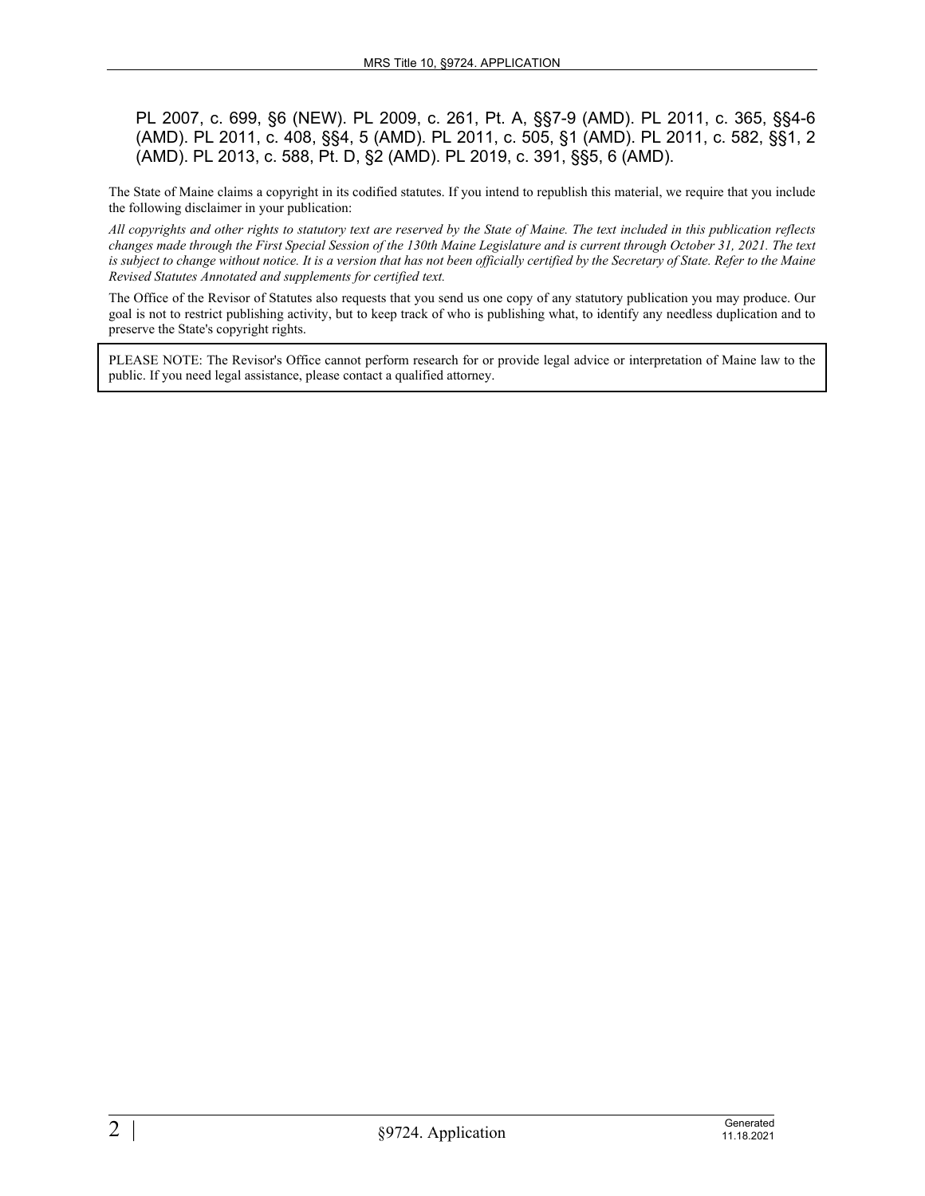PL 2007, c. 699, §6 (NEW). PL 2009, c. 261, Pt. A, §§7-9 (AMD). PL 2011, c. 365, §§4-6 (AMD). PL 2011, c. 408, §§4, 5 (AMD). PL 2011, c. 505, §1 (AMD). PL 2011, c. 582, §§1, 2 (AMD). PL 2013, c. 588, Pt. D, §2 (AMD). PL 2019, c. 391, §§5, 6 (AMD).

The State of Maine claims a copyright in its codified statutes. If you intend to republish this material, we require that you include the following disclaimer in your publication:

*All copyrights and other rights to statutory text are reserved by the State of Maine. The text included in this publication reflects changes made through the First Special Session of the 130th Maine Legislature and is current through October 31, 2021. The text is subject to change without notice. It is a version that has not been officially certified by the Secretary of State. Refer to the Maine Revised Statutes Annotated and supplements for certified text.*

The Office of the Revisor of Statutes also requests that you send us one copy of any statutory publication you may produce. Our goal is not to restrict publishing activity, but to keep track of who is publishing what, to identify any needless duplication and to preserve the State's copyright rights.

PLEASE NOTE: The Revisor's Office cannot perform research for or provide legal advice or interpretation of Maine law to the public. If you need legal assistance, please contact a qualified attorney.